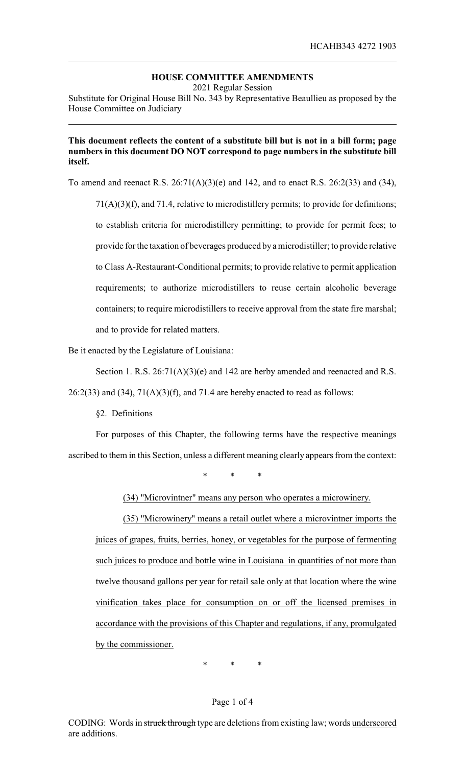## HOUSE COMMITTEE AMENDMENTS

2021 Regular Session

Substitute for Original House Bill No. 343 by Representative Beaullieu as proposed by the House Committee on Judiciary

**This document reflects the content of a substitute bill but is not in a bill form; page numbers in this document DO NOT correspond to page numbers in the substitute bill itself.**

To amend and reenact R.S. 26:71(A)(3)(e) and 142, and to enact R.S. 26:2(33) and (34), 71(A)(3)(f), and 71.4, relative to microdistillery permits; to provide for definitions; to establish criteria for microdistillery permitting; to provide for permit fees; to provide for the taxation of beverages produced by a microdistiller; to provide relative to Class A-Restaurant-Conditional permits; to provide relative to permit application requirements; to authorize microdistillers to reuse certain alcoholic beverage containers; to require microdistillers to receive approval from the state fire marshal; and to provide for related matters.

Be it enacted by the Legislature of Louisiana:

Section 1. R.S. 26:71(A)(3)(e) and 142 are herby amended and reenacted and R.S. 26:2(33) and (34), 71(A)(3)(f), and 71.4 are hereby enacted to read as follows:

§2. Definitions

For purposes of this Chapter, the following terms have the respective meanings ascribed to them in this Section, unless a different meaning clearly appears from the context:

\* \* \*

<u>(34) "Microvintner" means any person who operates a microwinery.</u>

<u>(35) "Microwinery" means a retail outlet where a microvintner imports the juices of grapes, fruits, berries, honey, or vegetables for the purpose of fermenting such juices to produce and bottle wine in Louisiana in quantities of not more than twelve thousand gallons per year for retail sale only at that location where the wine vinification takes place for consumption on or off the licensed premises in accordance with the provisions of this Chapter and regulations, if any, promulgated by the commissioner.</u>

\* \* \*

CODING: Words in ~~struck through~~ type are deletions from existing law; words <u>underscored</u> are additions.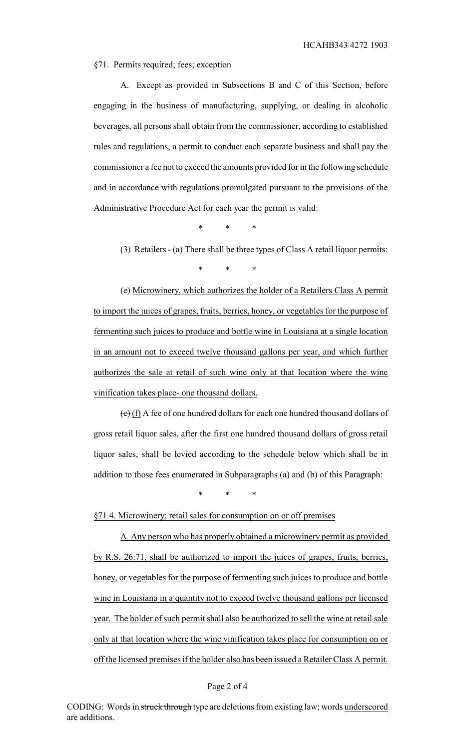§71. Permits required; fees; exception

A. Except as provided in Subsections B and C of this Section, before engaging in the business of manufacturing, supplying, or dealing in alcoholic beverages, all persons shall obtain from the commissioner, according to established rules and regulations, a permit to conduct each separate business and shall pay the commissioner a fee not to exceed the amounts provided for in the following schedule and in accordance with regulations promulgated pursuant to the provisions of the Administrative Procedure Act for each year the permit is valid:

\* \* \*

(3) Retailers - (a) There shall be three types of Class A retail liquor permits:

\* \* \*

(e) Microwinery, which authorizes the holder of a Retailers Class A permit to import the juices of grapes, fruits, berries, honey, or vegetables for the purpose of fermenting such juices to produce and bottle wine in Louisiana at a single location in an amount not to exceed twelve thousand gallons per year, and which further authorizes the sale at retail of such wine only at that location where the wine vinification takes place- one thousand dollars.

~~(e)~~ (f) A fee of one hundred dollars for each one hundred thousand dollars of gross retail liquor sales, after the first one hundred thousand dollars of gross retail liquor sales, shall be levied according to the schedule below which shall be in addition to those fees enumerated in Subparagraphs (a) and (b) of this Paragraph:

\* \* \*

§71.4. Microwinery; retail sales for consumption on or off premises

A. Any person who has properly obtained a microwinery permit as provided by R.S. 26:71, shall be authorized to import the juices of grapes, fruits, berries, honey, or vegetables for the purpose of fermenting such juices to produce and bottle wine in Louisiana in a quantity not to exceed twelve thousand gallons per licensed year. The holder of such permit shall also be authorized to sell the wine at retail sale only at that location where the wine vinification takes place for consumption on or off the licensed premises if the holder also has been issued a Retailer Class A permit.

CODING: Words in ~~struck through~~ type are deletions from existing law; words underscored are additions.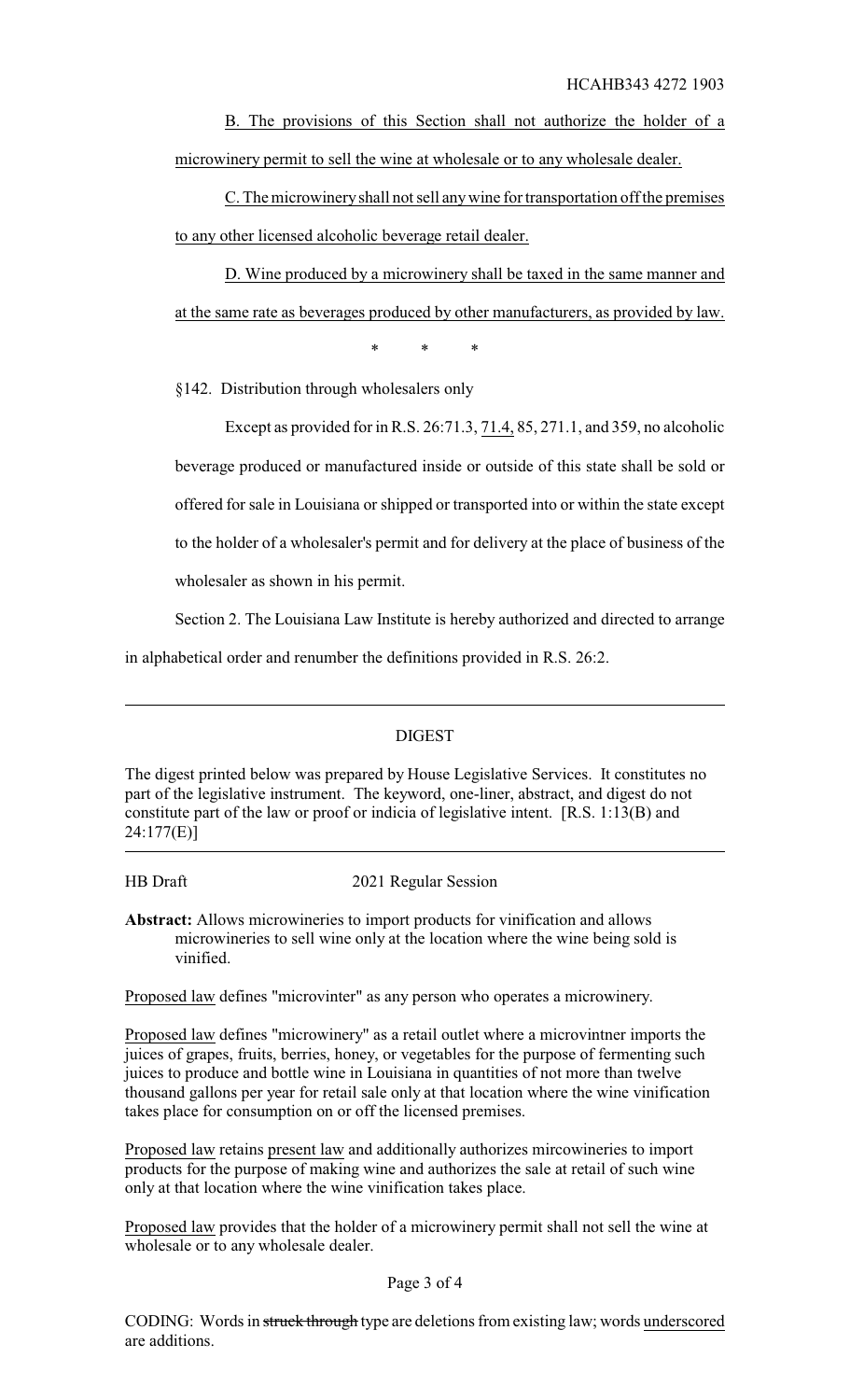B. The provisions of this Section shall not authorize the holder of a microwinery permit to sell the wine at wholesale or to any wholesale dealer.

C. The microwinery shall not sell any wine for transportation off the premises to any other licensed alcoholic beverage retail dealer.

D. Wine produced by a microwinery shall be taxed in the same manner and at the same rate as beverages produced by other manufacturers, as provided by law.

\* \* \*

§142. Distribution through wholesalers only

Except as provided for in R.S. 26:71.3, 71.4, 85, 271.1, and 359, no alcoholic beverage produced or manufactured inside or outside of this state shall be sold or offered for sale in Louisiana or shipped or transported into or within the state except to the holder of a wholesaler's permit and for delivery at the place of business of the wholesaler as shown in his permit.

Section 2. The Louisiana Law Institute is hereby authorized and directed to arrange in alphabetical order and renumber the definitions provided in R.S. 26:2.

---

## DIGEST

The digest printed below was prepared by House Legislative Services. It constitutes no part of the legislative instrument. The keyword, one-liner, abstract, and digest do not constitute part of the law or proof or indicia of legislative intent. [R.S. 1:13(B) and 24:177(E)]

---

HB Draft 2021 Regular Session

**Abstract:** Allows microwineries to import products for vinification and allows microwineries to sell wine only at the location where the wine being sold is vinified.

Proposed law defines "microvinter" as any person who operates a microwinery.

Proposed law defines "microwinery" as a retail outlet where a microvintner imports the juices of grapes, fruits, berries, honey, or vegetables for the purpose of fermenting such juices to produce and bottle wine in Louisiana in quantities of not more than twelve thousand gallons per year for retail sale only at that location where the wine vinification takes place for consumption on or off the licensed premises.

Proposed law retains present law and additionally authorizes mircowineries to import products for the purpose of making wine and authorizes the sale at retail of such wine only at that location where the wine vinification takes place.

Proposed law provides that the holder of a microwinery permit shall not sell the wine at wholesale or to any wholesale dealer.

CODING: Words in ~~struck through~~ type are deletions from existing law; words underscored are additions.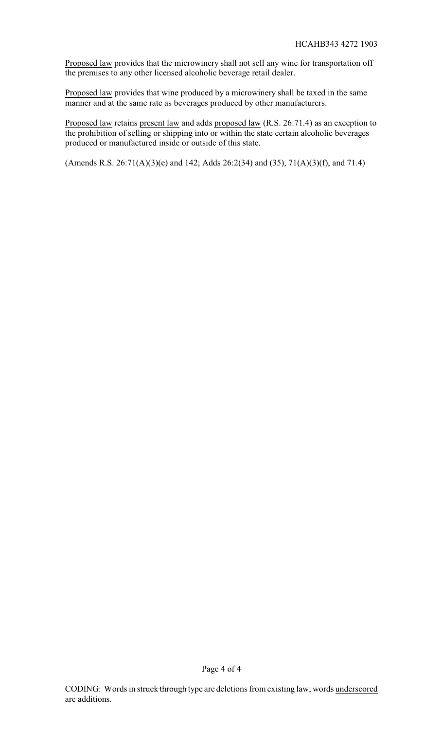Proposed law provides that the microwinery shall not sell any wine for transportation off the premises to any other licensed alcoholic beverage retail dealer.

Proposed law provides that wine produced by a microwinery shall be taxed in the same manner and at the same rate as beverages produced by other manufacturers.

Proposed law retains present law and adds proposed law (R.S. 26:71.4) as an exception to the prohibition of selling or shipping into or within the state certain alcoholic beverages produced or manufactured inside or outside of this state.

(Amends R.S. 26:71(A)(3)(e) and 142; Adds 26:2(34) and (35), 71(A)(3)(f), and 71.4)

CODING: Words in ~~struck through~~ type are deletions from existing law; words underscored are additions.